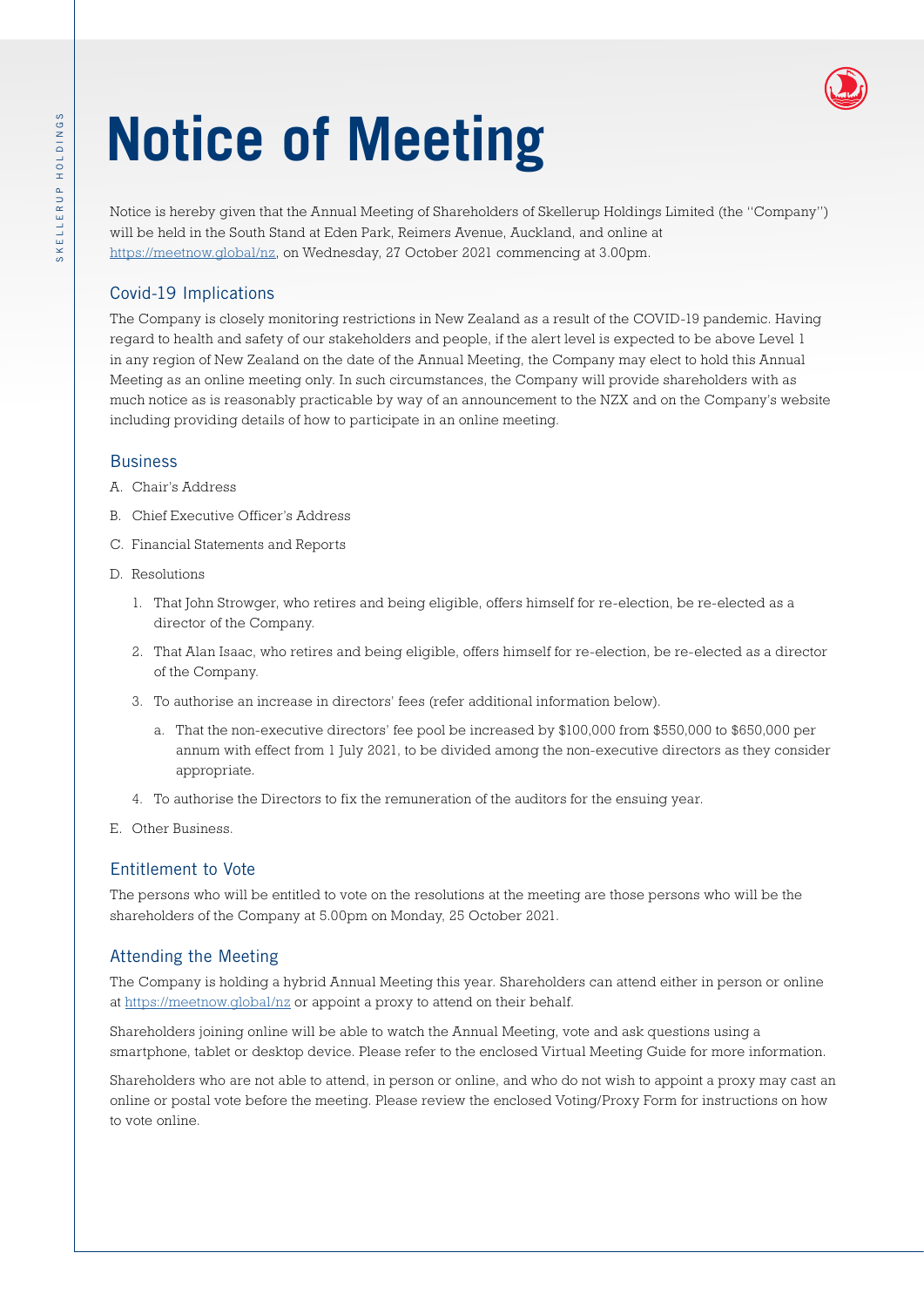# Notice of Meeting

Notice is hereby given that the Annual Meeting of Shareholders of Skellerup Holdings Limited (the "Company") will be held in the South Stand at Eden Park, Reimers Avenue, Auckland, and online at https://meetnow.global/nz, on Wednesday, 27 October 2021 commencing at 3.00pm.

## Covid-19 Implications

The Company is closely monitoring restrictions in New Zealand as a result of the COVID-19 pandemic. Having regard to health and safety of our stakeholders and people, if the alert level is expected to be above Level 1 in any region of New Zealand on the date of the Annual Meeting, the Company may elect to hold this Annual Meeting as an online meeting only. In such circumstances, the Company will provide shareholders with as much notice as is reasonably practicable by way of an announcement to the NZX and on the Company's website including providing details of how to participate in an online meeting.

## Business

A. Chair's Address

B. Chief Executive Officer's Address

C. Financial Statements and Reports

D. Resolutions

1. That John Strowger, who retires and being eligible, offers himself for re-election, be re-elected as a director of the Company.
2. That Alan Isaac, who retires and being eligible, offers himself for re-election, be re-elected as a director of the Company.
3. To authorise an increase in directors' fees (refer additional information below).
   a. That the non-executive directors' fee pool be increased by $100,000 from $550,000 to $650,000 per annum with effect from 1 July 2021, to be divided among the non-executive directors as they consider appropriate.
4. To authorise the Directors to fix the remuneration of the auditors for the ensuing year.

E. Other Business.

## Entitlement to Vote

The persons who will be entitled to vote on the resolutions at the meeting are those persons who will be the shareholders of the Company at 5.00pm on Monday, 25 October 2021.

## Attending the Meeting

The Company is holding a hybrid Annual Meeting this year. Shareholders can attend either in person or online at https://meetnow.global/nz or appoint a proxy to attend on their behalf.

Shareholders joining online will be able to watch the Annual Meeting, vote and ask questions using a smartphone, tablet or desktop device. Please refer to the enclosed Virtual Meeting Guide for more information.

Shareholders who are not able to attend, in person or online, and who do not wish to appoint a proxy may cast an online or postal vote before the meeting. Please review the enclosed Voting/Proxy Form for instructions on how to vote online.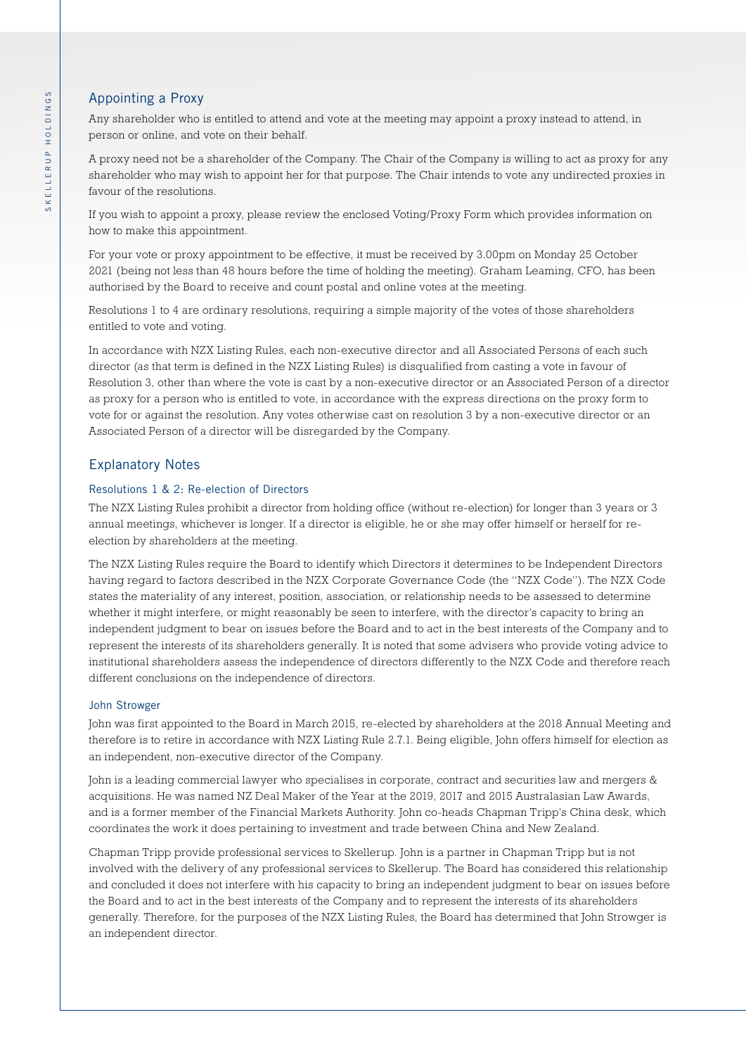## Appointing a Proxy

Any shareholder who is entitled to attend and vote at the meeting may appoint a proxy instead to attend, in person or online, and vote on their behalf.

A proxy need not be a shareholder of the Company. The Chair of the Company is willing to act as proxy for any shareholder who may wish to appoint her for that purpose. The Chair intends to vote any undirected proxies in favour of the resolutions.

If you wish to appoint a proxy, please review the enclosed Voting/Proxy Form which provides information on how to make this appointment.

For your vote or proxy appointment to be effective, it must be received by 3.00pm on Monday 25 October 2021 (being not less than 48 hours before the time of holding the meeting). Graham Leaming, CFO, has been authorised by the Board to receive and count postal and online votes at the meeting.

Resolutions 1 to 4 are ordinary resolutions, requiring a simple majority of the votes of those shareholders entitled to vote and voting.

In accordance with NZX Listing Rules, each non-executive director and all Associated Persons of each such director (as that term is defined in the NZX Listing Rules) is disqualified from casting a vote in favour of Resolution 3, other than where the vote is cast by a non-executive director or an Associated Person of a director as proxy for a person who is entitled to vote, in accordance with the express directions on the proxy form to vote for or against the resolution. Any votes otherwise cast on resolution 3 by a non-executive director or an Associated Person of a director will be disregarded by the Company.

## Explanatory Notes

### Resolutions 1 & 2: Re-election of Directors

The NZX Listing Rules prohibit a director from holding office (without re-election) for longer than 3 years or 3 annual meetings, whichever is longer. If a director is eligible, he or she may offer himself or herself for re-election by shareholders at the meeting.

The NZX Listing Rules require the Board to identify which Directors it determines to be Independent Directors having regard to factors described in the NZX Corporate Governance Code (the "NZX Code"). The NZX Code states the materiality of any interest, position, association, or relationship needs to be assessed to determine whether it might interfere, or might reasonably be seen to interfere, with the director's capacity to bring an independent judgment to bear on issues before the Board and to act in the best interests of the Company and to represent the interests of its shareholders generally. It is noted that some advisers who provide voting advice to institutional shareholders assess the independence of directors differently to the NZX Code and therefore reach different conclusions on the independence of directors.

### John Strowger

John was first appointed to the Board in March 2015, re-elected by shareholders at the 2018 Annual Meeting and therefore is to retire in accordance with NZX Listing Rule 2.7.1. Being eligible, John offers himself for election as an independent, non-executive director of the Company.

John is a leading commercial lawyer who specialises in corporate, contract and securities law and mergers & acquisitions. He was named NZ Deal Maker of the Year at the 2019, 2017 and 2015 Australasian Law Awards, and is a former member of the Financial Markets Authority. John co-heads Chapman Tripp's China desk, which coordinates the work it does pertaining to investment and trade between China and New Zealand.

Chapman Tripp provide professional services to Skellerup. John is a partner in Chapman Tripp but is not involved with the delivery of any professional services to Skellerup. The Board has considered this relationship and concluded it does not interfere with his capacity to bring an independent judgment to bear on issues before the Board and to act in the best interests of the Company and to represent the interests of its shareholders generally. Therefore, for the purposes of the NZX Listing Rules, the Board has determined that John Strowger is an independent director.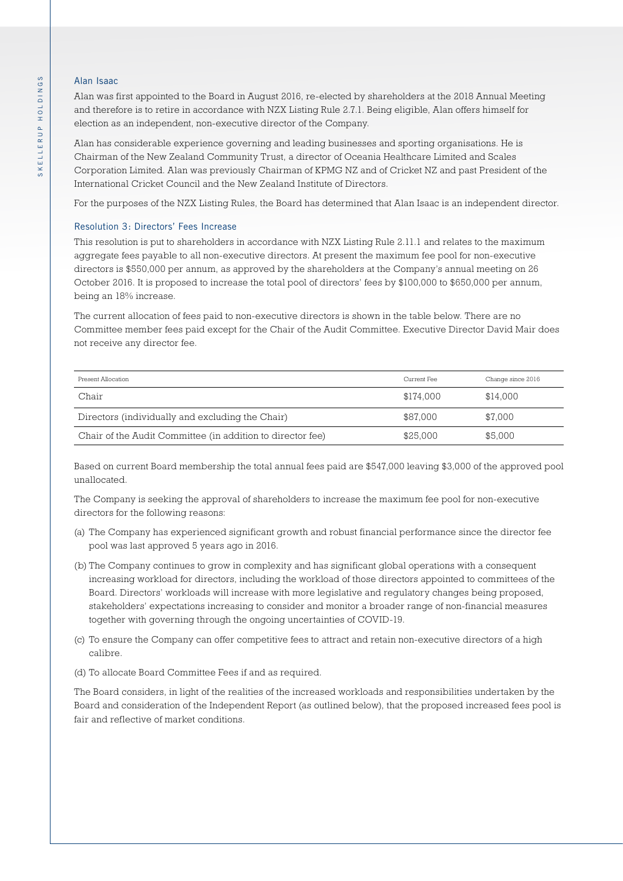### Alan Isaac

Alan was first appointed to the Board in August 2016, re-elected by shareholders at the 2018 Annual Meeting and therefore is to retire in accordance with NZX Listing Rule 2.7.1. Being eligible, Alan offers himself for election as an independent, non-executive director of the Company.

Alan has considerable experience governing and leading businesses and sporting organisations. He is Chairman of the New Zealand Community Trust, a director of Oceania Healthcare Limited and Scales Corporation Limited. Alan was previously Chairman of KPMG NZ and of Cricket NZ and past President of the International Cricket Council and the New Zealand Institute of Directors.

For the purposes of the NZX Listing Rules, the Board has determined that Alan Isaac is an independent director.

### Resolution 3: Directors' Fees Increase

This resolution is put to shareholders in accordance with NZX Listing Rule 2.11.1 and relates to the maximum aggregate fees payable to all non-executive directors. At present the maximum fee pool for non-executive directors is $550,000 per annum, as approved by the shareholders at the Company's annual meeting on 26 October 2016. It is proposed to increase the total pool of directors' fees by $100,000 to $650,000 per annum, being an 18% increase.

The current allocation of fees paid to non-executive directors is shown in the table below. There are no Committee member fees paid except for the Chair of the Audit Committee. Executive Director David Mair does not receive any director fee.

| Present Allocation | Current Fee | Change since 2016 |
|---|---|---|
| Chair | $174,000 | $14,000 |
| Directors (individually and excluding the Chair) | $87,000 | $7,000 |
| Chair of the Audit Committee (in addition to director fee) | $25,000 | $5,000 |

Based on current Board membership the total annual fees paid are $547,000 leaving $3,000 of the approved pool unallocated.

The Company is seeking the approval of shareholders to increase the maximum fee pool for non-executive directors for the following reasons:

(a) The Company has experienced significant growth and robust financial performance since the director fee pool was last approved 5 years ago in 2016.

(b) The Company continues to grow in complexity and has significant global operations with a consequent increasing workload for directors, including the workload of those directors appointed to committees of the Board. Directors' workloads will increase with more legislative and regulatory changes being proposed, stakeholders' expectations increasing to consider and monitor a broader range of non-financial measures together with governing through the ongoing uncertainties of COVID-19.

(c) To ensure the Company can offer competitive fees to attract and retain non-executive directors of a high calibre.

(d) To allocate Board Committee Fees if and as required.

The Board considers, in light of the realities of the increased workloads and responsibilities undertaken by the Board and consideration of the Independent Report (as outlined below), that the proposed increased fees pool is fair and reflective of market conditions.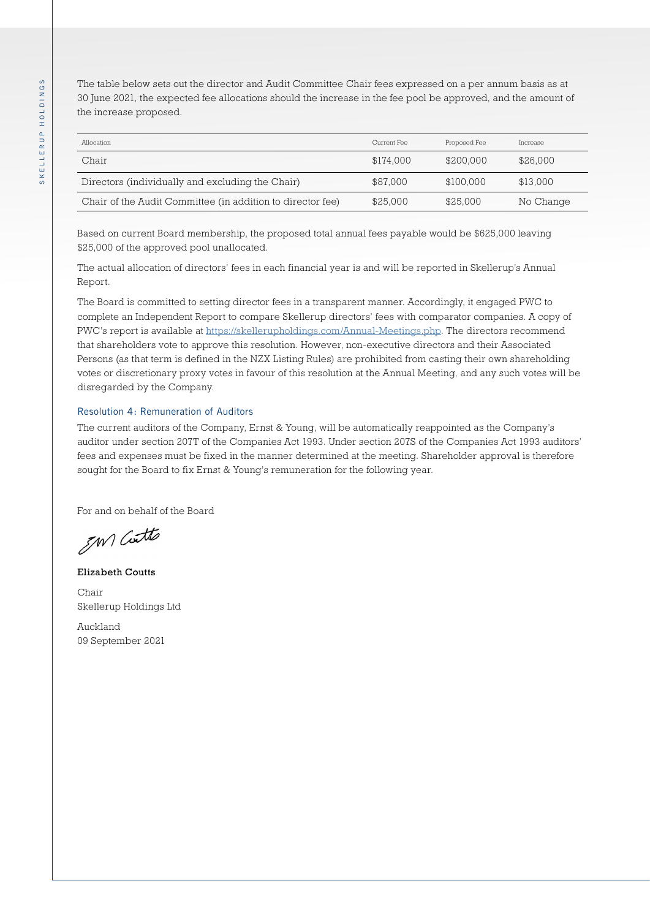The table below sets out the director and Audit Committee Chair fees expressed on a per annum basis as at 30 June 2021, the expected fee allocations should the increase in the fee pool be approved, and the amount of the increase proposed.

| Allocation | Current Fee | Proposed Fee | Increase |
|---|---|---|---|
| Chair | $174,000 | $200,000 | $26,000 |
| Directors (individually and excluding the Chair) | $87,000 | $100,000 | $13,000 |
| Chair of the Audit Committee (in addition to director fee) | $25,000 | $25,000 | No Change |

Based on current Board membership, the proposed total annual fees payable would be $625,000 leaving $25,000 of the approved pool unallocated.

The actual allocation of directors' fees in each financial year is and will be reported in Skellerup's Annual Report.

The Board is committed to setting director fees in a transparent manner. Accordingly, it engaged PWC to complete an Independent Report to compare Skellerup directors' fees with comparator companies. A copy of PWC's report is available at https://skellerupholdings.com/Annual-Meetings.php. The directors recommend that shareholders vote to approve this resolution. However, non-executive directors and their Associated Persons (as that term is defined in the NZX Listing Rules) are prohibited from casting their own shareholding votes or discretionary proxy votes in favour of this resolution at the Annual Meeting, and any such votes will be disregarded by the Company.

### Resolution 4: Remuneration of Auditors

The current auditors of the Company, Ernst & Young, will be automatically reappointed as the Company's auditor under section 207T of the Companies Act 1993. Under section 207S of the Companies Act 1993 auditors' fees and expenses must be fixed in the manner determined at the meeting. Shareholder approval is therefore sought for the Board to fix Ernst & Young's remuneration for the following year.

For and on behalf of the Board

**Elizabeth Coutts**

Chair
Skellerup Holdings Ltd

Auckland
09 September 2021